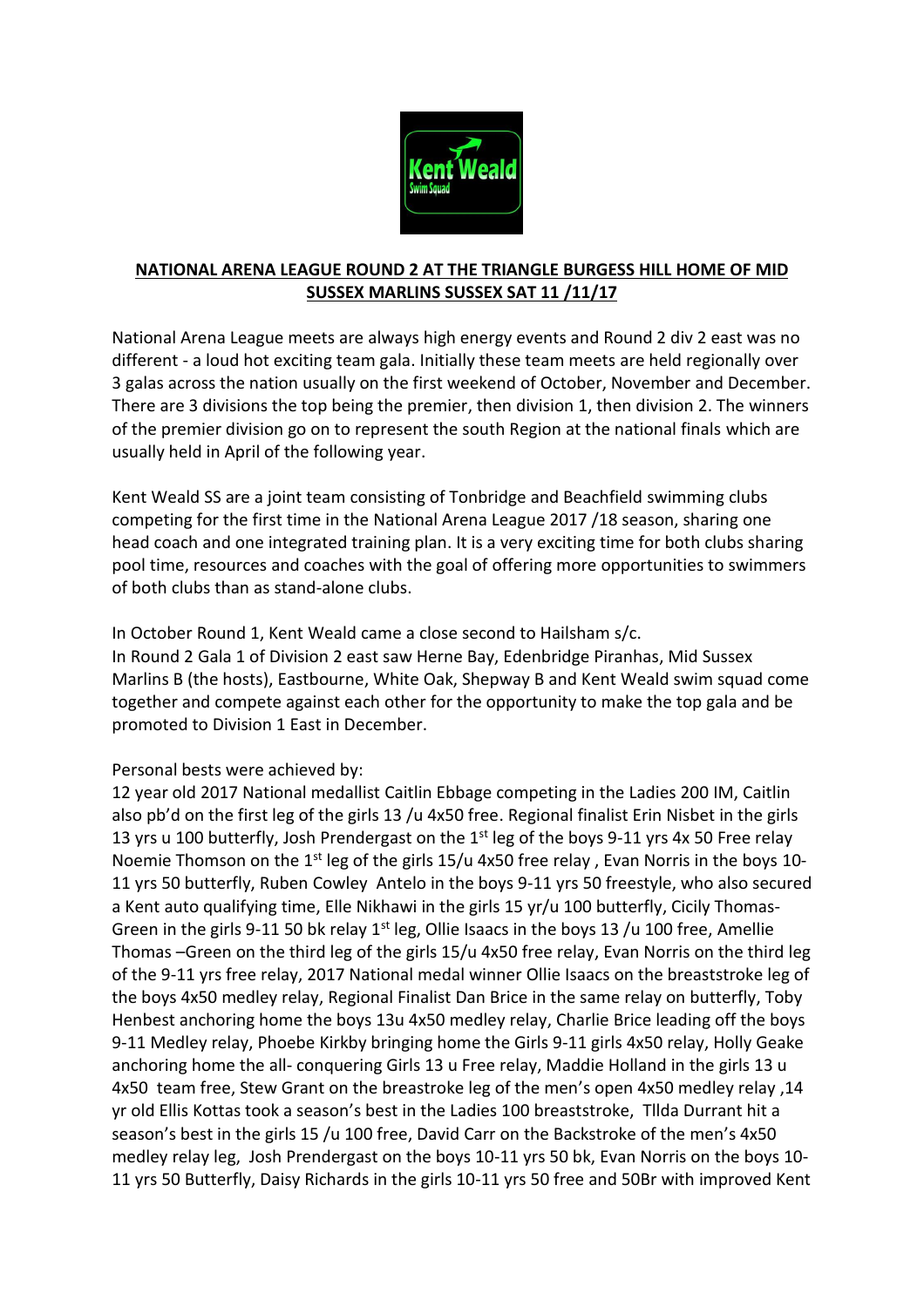## NATIONAL ARENA LEAGUE ROUND 2 AT THE TRIANGLE BURGESS HILL HOME OF MID SUSSEX MARLINS SUSSEX SAT 11 /11/17

National Arena League meets are always high energy events and Round 2 div 2 east was no different - a loud hot exciting team gala. Initially these team meets are held regionally over 3 galas across the nation usually on the first weekend of October, November and December. There are 3 divisions the top being the premier, then division 1, then division 2. The winners of the premier division go on to represent the south Region at the national finals which are usually held in April of the following year.

Kent Weald SS are a joint team consisting of Tonbridge and Beachfield swimming clubs competing for the first time in the National Arena League 2017 /18 season, sharing one head coach and one integrated training plan. It is a very exciting time for both clubs sharing pool time, resources and coaches with the goal of offering more opportunities to swimmers of both clubs than as stand-alone clubs.

In October Round 1, Kent Weald came a close second to Hailsham s/c.
In Round 2 Gala 1 of Division 2 east saw Herne Bay, Edenbridge Piranhas, Mid Sussex Marlins B (the hosts), Eastbourne, White Oak, Shepway B and Kent Weald swim squad come together and compete against each other for the opportunity to make the top gala and be promoted to Division 1 East in December.

Personal bests were achieved by:
12 year old 2017 National medallist Caitlin Ebbage competing in the Ladies 200 IM, Caitlin also pb'd on the first leg of the girls 13 /u 4x50 free. Regional finalist Erin Nisbet in the girls 13 yrs u 100 butterfly, Josh Prendergast on the 1st leg of the boys 9-11 yrs 4x 50 Free relay Noemie Thomson on the 1st leg of the girls 15/u 4x50 free relay , Evan Norris in the boys 10-11 yrs 50 butterfly, Ruben Cowley Antelo in the boys 9-11 yrs 50 freestyle, who also secured a Kent auto qualifying time, Elle Nikhawi in the girls 15 yr/u 100 butterfly, Cicily Thomas-Green in the girls 9-11 50 bk relay 1st leg, Ollie Isaacs in the boys 13 /u 100 free, Amellie Thomas –Green on the third leg of the girls 15/u 4x50 free relay, Evan Norris on the third leg of the 9-11 yrs free relay, 2017 National medal winner Ollie Isaacs on the breaststroke leg of the boys 4x50 medley relay, Regional Finalist Dan Brice in the same relay on butterfly, Toby Henbest anchoring home the boys 13u 4x50 medley relay, Charlie Brice leading off the boys 9-11 Medley relay, Phoebe Kirkby bringing home the Girls 9-11 girls 4x50 relay, Holly Geake anchoring home the all- conquering Girls 13 u Free relay, Maddie Holland in the girls 13 u 4x50 team free, Stew Grant on the breastroke leg of the men's open 4x50 medley relay ,14 yr old Ellis Kottas took a season's best in the Ladies 100 breaststroke, Tllda Durrant hit a season's best in the girls 15 /u 100 free, David Carr on the Backstroke of the men's 4x50 medley relay leg, Josh Prendergast on the boys 10-11 yrs 50 bk, Evan Norris on the boys 10-11 yrs 50 Butterfly, Daisy Richards in the girls 10-11 yrs 50 free and 50Br with improved Kent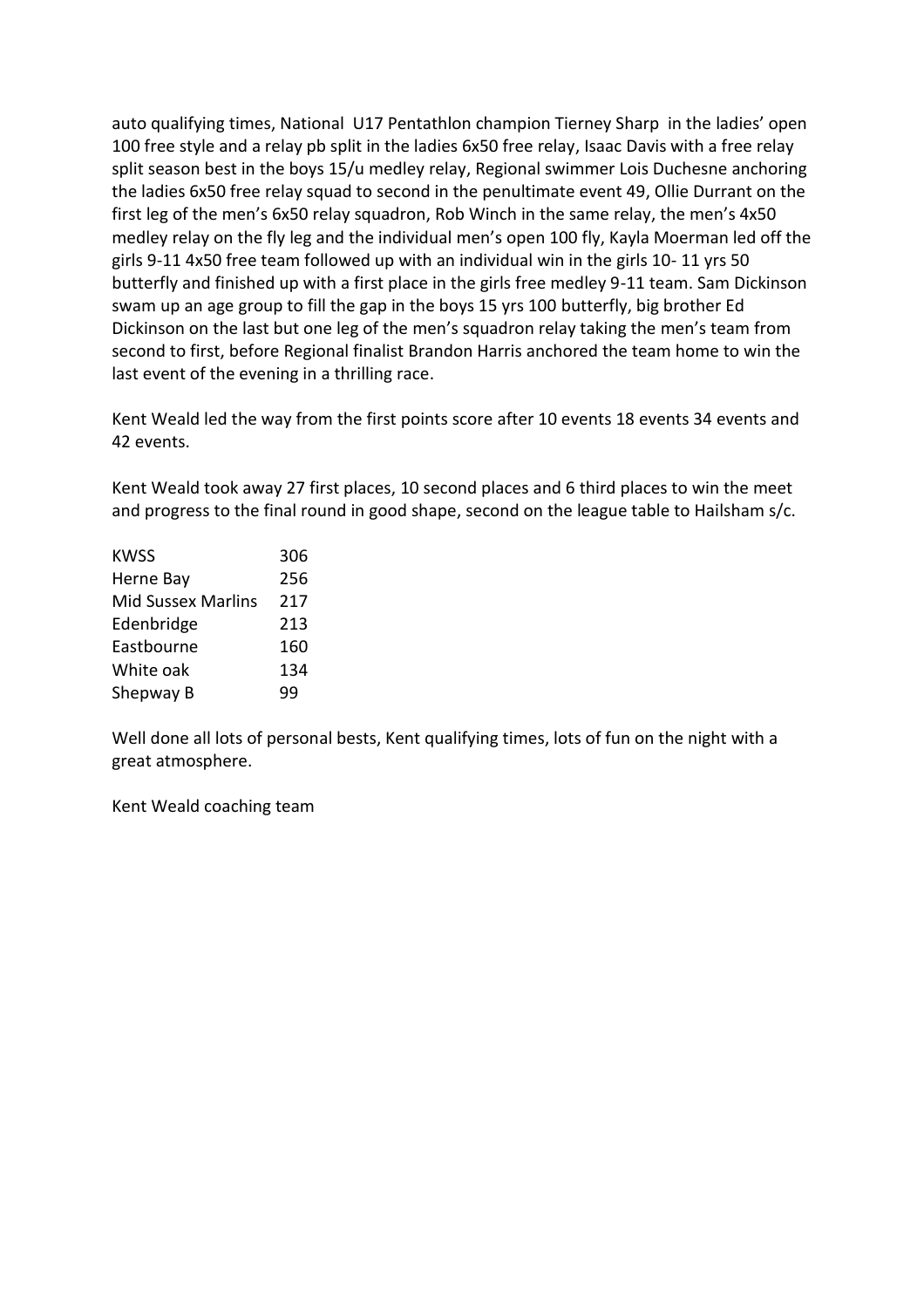auto qualifying times, National U17 Pentathlon champion Tierney Sharp in the ladies' open 100 free style and a relay pb split in the ladies 6x50 free relay, Isaac Davis with a free relay split season best in the boys 15/u medley relay, Regional swimmer Lois Duchesne anchoring the ladies 6x50 free relay squad to second in the penultimate event 49, Ollie Durrant on the first leg of the men's 6x50 relay squadron, Rob Winch in the same relay, the men's 4x50 medley relay on the fly leg and the individual men's open 100 fly, Kayla Moerman led off the girls 9-11 4x50 free team followed up with an individual win in the girls 10- 11 yrs 50 butterfly and finished up with a first place in the girls free medley 9-11 team. Sam Dickinson swam up an age group to fill the gap in the boys 15 yrs 100 butterfly, big brother Ed Dickinson on the last but one leg of the men's squadron relay taking the men's team from second to first, before Regional finalist Brandon Harris anchored the team home to win the last event of the evening in a thrilling race.

Kent Weald led the way from the first points score after 10 events 18 events 34 events and 42 events.

Kent Weald took away 27 first places, 10 second places and 6 third places to win the meet and progress to the final round in good shape, second on the league table to Hailsham s/c.

| | |
|---|---|
| KWSS | 306 |
| Herne Bay | 256 |
| Mid Sussex Marlins | 217 |
| Edenbridge | 213 |
| Eastbourne | 160 |
| White oak | 134 |
| Shepway B | 99 |

Well done all lots of personal bests, Kent qualifying times, lots of fun on the night with a great atmosphere.

Kent Weald coaching team